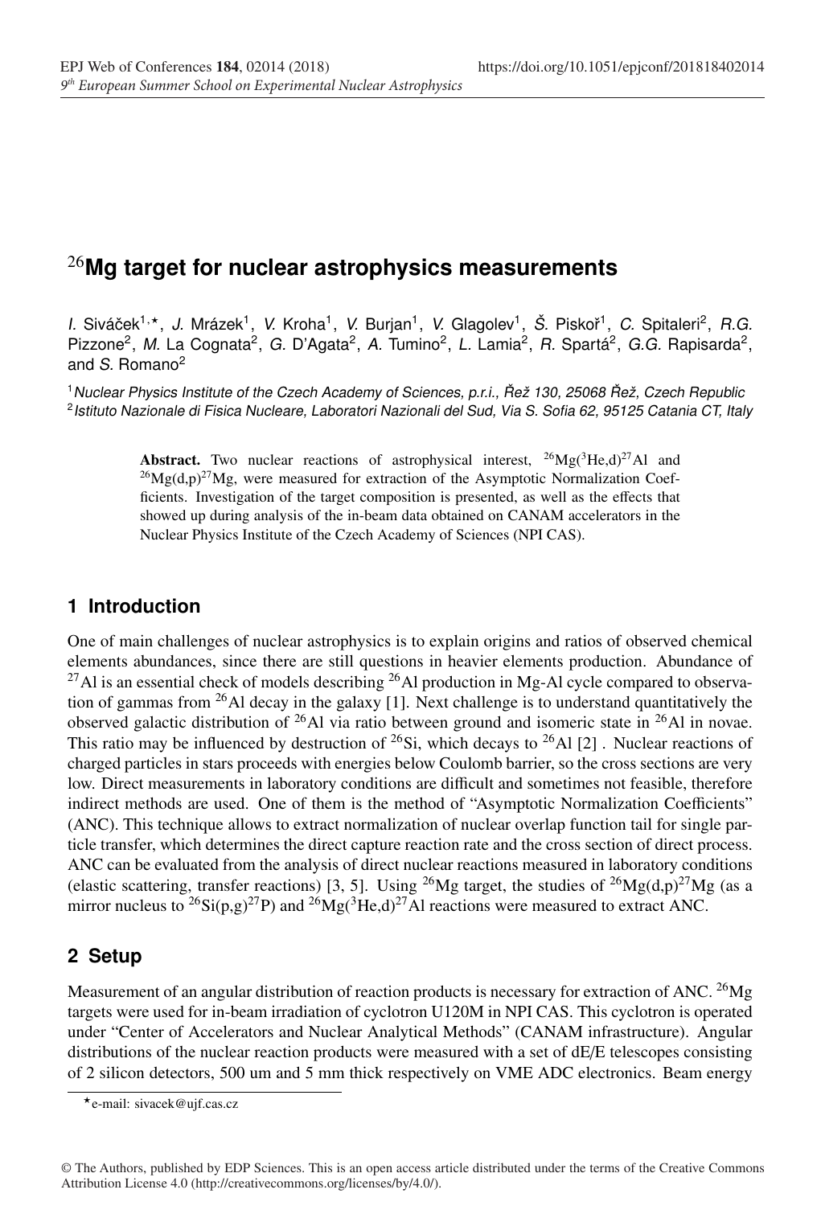# $^{26}$Mg target for nuclear astrophysics measurements

*I.* Siváček[1,⋆], *J.* Mrázek[1], *V.* Kroha[1], *V.* Burjan[1], *V.* Glagolev[1], *Š.* Piskoř[1], *C.* Spitaleri[2], *R.G.* Pizzone[2], *M.* La Cognata[2], *G.* D'Agata[2], *A.* Tumino[2], *L.* Lamia[2], *R.* Spartá[2], *G.G.* Rapisarda[2], and *S.* Romano[2]

[1] *Nuclear Physics Institute of the Czech Academy of Sciences, p.r.i., Řež 130, 25068 Řež, Czech Republic*
[2] *Istituto Nazionale di Fisica Nucleare, Laboratori Nazionali del Sud, Via S. Sofia 62, 95125 Catania CT, Italy*

**Abstract.** Two nuclear reactions of astrophysical interest, $^{26}$Mg($^{3}$He,d)$^{27}$Al and $^{26}$Mg(d,p)$^{27}$Mg, were measured for extraction of the Asymptotic Normalization Coefficients. Investigation of the target composition is presented, as well as the effects that showed up during analysis of the in-beam data obtained on CANAM accelerators in the Nuclear Physics Institute of the Czech Academy of Sciences (NPI CAS).

## 1 Introduction

One of main challenges of nuclear astrophysics is to explain origins and ratios of observed chemical elements abundances, since there are still questions in heavier elements production. Abundance of $^{27}$Al is an essential check of models describing $^{26}$Al production in Mg-Al cycle compared to observation of gammas from $^{26}$Al decay in the galaxy [1]. Next challenge is to understand quantitatively the observed galactic distribution of $^{26}$Al via ratio between ground and isomeric state in $^{26}$Al in novae. This ratio may be influenced by destruction of $^{26}$Si, which decays to $^{26}$Al [2] . Nuclear reactions of charged particles in stars proceeds with energies below Coulomb barrier, so the cross sections are very low. Direct measurements in laboratory conditions are difficult and sometimes not feasible, therefore indirect methods are used. One of them is the method of "Asymptotic Normalization Coefficients" (ANC). This technique allows to extract normalization of nuclear overlap function tail for single particle transfer, which determines the direct capture reaction rate and the cross section of direct process. ANC can be evaluated from the analysis of direct nuclear reactions measured in laboratory conditions (elastic scattering, transfer reactions) [3, 5]. Using $^{26}$Mg target, the studies of $^{26}$Mg(d,p)$^{27}$Mg (as a mirror nucleus to $^{26}$Si(p,g)$^{27}$P) and $^{26}$Mg($^{3}$He,d)$^{27}$Al reactions were measured to extract ANC.

## 2 Setup

Measurement of an angular distribution of reaction products is necessary for extraction of ANC. $^{26}$Mg targets were used for in-beam irradiation of cyclotron U120M in NPI CAS. This cyclotron is operated under "Center of Accelerators and Nuclear Analytical Methods" (CANAM infrastructure). Angular distributions of the nuclear reaction products were measured with a set of dE/E telescopes consisting of 2 silicon detectors, 500 um and 5 mm thick respectively on VME ADC electronics. Beam energy

⋆e-mail: sivacek@ujf.cas.cz

© The Authors, published by EDP Sciences. This is an open access article distributed under the terms of the Creative Commons Attribution License 4.0 (http://creativecommons.org/licenses/by/4.0/).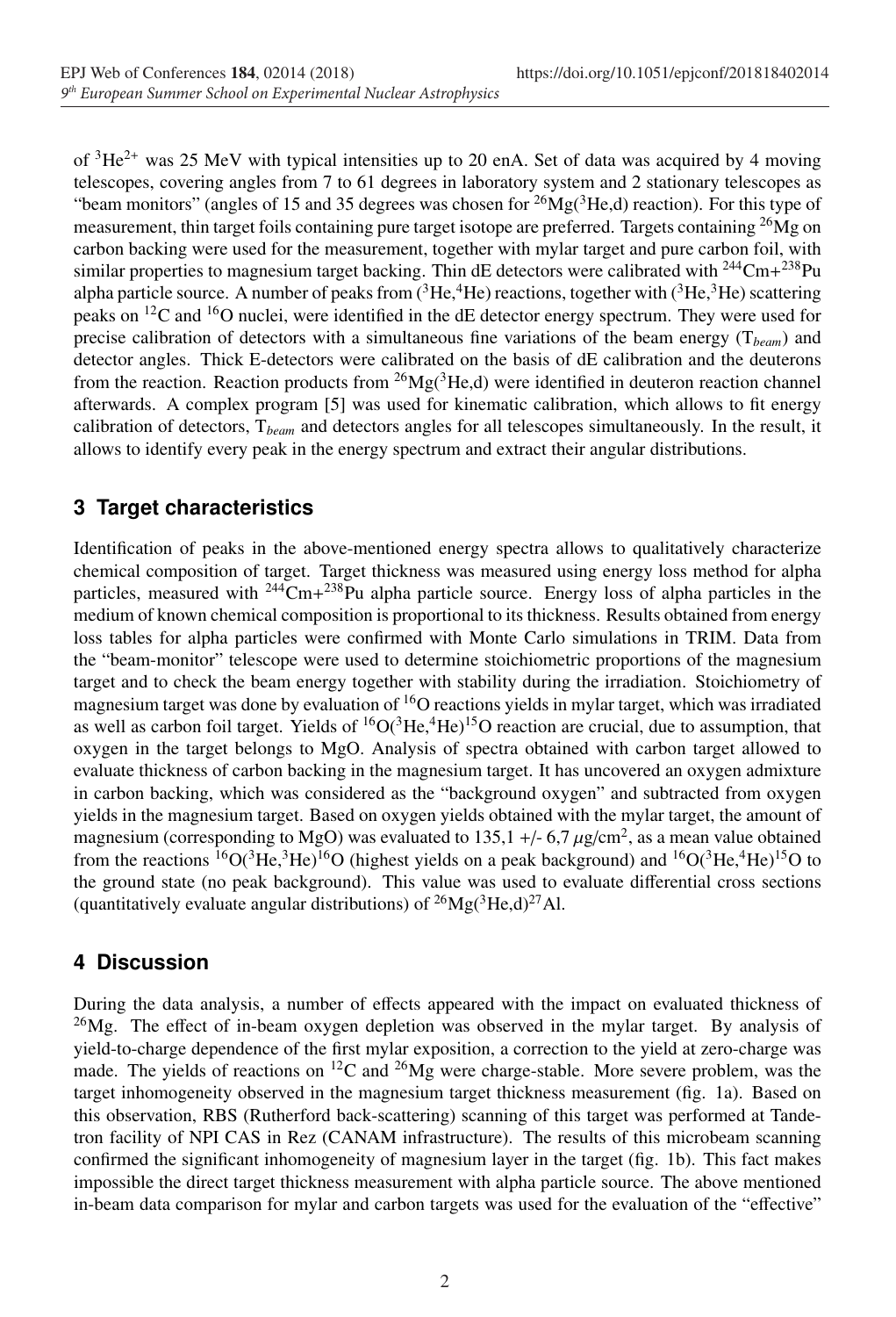of $^3He^{2+}$ was 25 MeV with typical intensities up to 20 enA. Set of data was acquired by 4 moving telescopes, covering angles from 7 to 61 degrees in laboratory system and 2 stationary telescopes as "beam monitors" (angles of 15 and 35 degrees was chosen for $^{26}Mg(^3He,d)$ reaction). For this type of measurement, thin target foils containing pure target isotope are preferred. Targets containing $^{26}Mg$ on carbon backing were used for the measurement, together with mylar target and pure carbon foil, with similar properties to magnesium target backing. Thin dE detectors were calibrated with $^{244}Cm$+$^{238}Pu$ alpha particle source. A number of peaks from ($^3He$,$^4He$) reactions, together with ($^3He$,$^3He$) scattering peaks on $^{12}C$ and $^{16}O$ nuclei, were identified in the dE detector energy spectrum. They were used for precise calibration of detectors with a simultaneous fine variations of the beam energy ($T_{beam}$) and detector angles. Thick E-detectors were calibrated on the basis of dE calibration and the deuterons from the reaction. Reaction products from $^{26}Mg(^3He,d)$ were identified in deuteron reaction channel afterwards. A complex program [5] was used for kinematic calibration, which allows to fit energy calibration of detectors, $T_{beam}$ and detectors angles for all telescopes simultaneously. In the result, it allows to identify every peak in the energy spectrum and extract their angular distributions.

## 3 Target characteristics

Identification of peaks in the above-mentioned energy spectra allows to qualitatively characterize chemical composition of target. Target thickness was measured using energy loss method for alpha particles, measured with $^{244}Cm$+$^{238}Pu$ alpha particle source. Energy loss of alpha particles in the medium of known chemical composition is proportional to its thickness. Results obtained from energy loss tables for alpha particles were confirmed with Monte Carlo simulations in TRIM. Data from the "beam-monitor" telescope were used to determine stoichiometric proportions of the magnesium target and to check the beam energy together with stability during the irradiation. Stoichiometry of magnesium target was done by evaluation of $^{16}O$ reactions yields in mylar target, which was irradiated as well as carbon foil target. Yields of $^{16}O(^3He,^4He)^{15}O$ reaction are crucial, due to assumption, that oxygen in the target belongs to MgO. Analysis of spectra obtained with carbon target allowed to evaluate thickness of carbon backing in the magnesium target. It has uncovered an oxygen admixture in carbon backing, which was considered as the "background oxygen" and subtracted from oxygen yields in the magnesium target. Based on oxygen yields obtained with the mylar target, the amount of magnesium (corresponding to MgO) was evaluated to 135,1 +/- 6,7 $\mu g/cm^2$, as a mean value obtained from the reactions $^{16}O(^3He,^3He)^{16}O$ (highest yields on a peak background) and $^{16}O(^3He,^4He)^{15}O$ to the ground state (no peak background). This value was used to evaluate differential cross sections (quantitatively evaluate angular distributions) of $^{26}Mg(^3He,d)^{27}Al$.

## 4 Discussion

During the data analysis, a number of effects appeared with the impact on evaluated thickness of $^{26}Mg$. The effect of in-beam oxygen depletion was observed in the mylar target. By analysis of yield-to-charge dependence of the first mylar exposition, a correction to the yield at zero-charge was made. The yields of reactions on $^{12}C$ and $^{26}Mg$ were charge-stable. More severe problem, was the target inhomogeneity observed in the magnesium target thickness measurement (fig. 1a). Based on this observation, RBS (Rutherford back-scattering) scanning of this target was performed at Tandetron facility of NPI CAS in Rez (CANAM infrastructure). The results of this microbeam scanning confirmed the significant inhomogeneity of magnesium layer in the target (fig. 1b). This fact makes impossible the direct target thickness measurement with alpha particle source. The above mentioned in-beam data comparison for mylar and carbon targets was used for the evaluation of the "effective"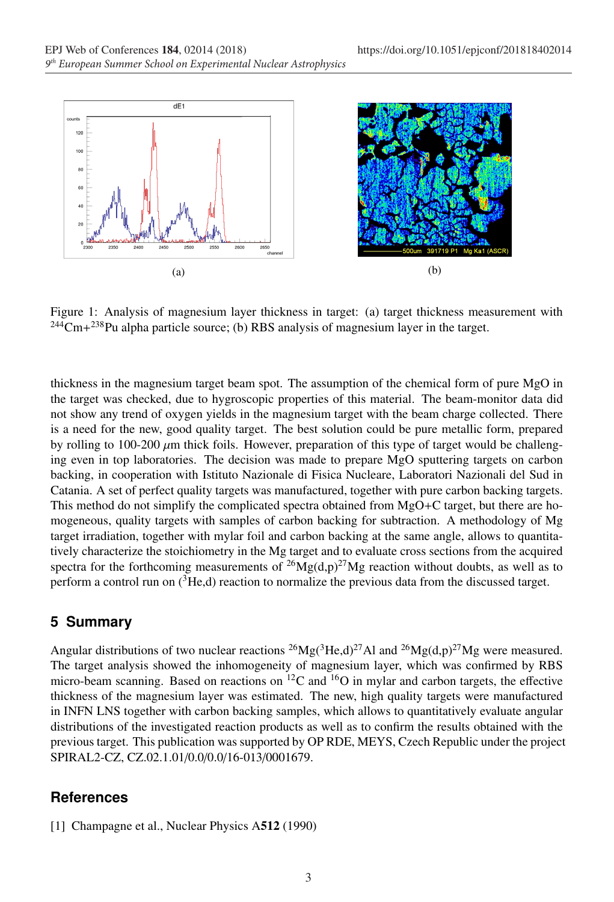Figure 1: Analysis of magnesium layer thickness in target: (a) target thickness measurement with $^{244}$Cm+$^{238}$Pu alpha particle source; (b) RBS analysis of magnesium layer in the target.

thickness in the magnesium target beam spot. The assumption of the chemical form of pure MgO in the target was checked, due to hygroscopic properties of this material. The beam-monitor data did not show any trend of oxygen yields in the magnesium target with the beam charge collected. There is a need for the new, good quality target. The best solution could be pure metallic form, prepared by rolling to 100-200 $\mu$m thick foils. However, preparation of this type of target would be challenging even in top laboratories. The decision was made to prepare MgO sputtering targets on carbon backing, in cooperation with Istituto Nazionale di Fisica Nucleare, Laboratori Nazionali del Sud in Catania. A set of perfect quality targets was manufactured, together with pure carbon backing targets. This method do not simplify the complicated spectra obtained from MgO+C target, but there are homogeneous, quality targets with samples of carbon backing for subtraction. A methodology of Mg target irradiation, together with mylar foil and carbon backing at the same angle, allows to quantitatively characterize the stoichiometry in the Mg target and to evaluate cross sections from the acquired spectra for the forthcoming measurements of $^{26}$Mg(d,p)$^{27}$Mg reaction without doubts, as well as to perform a control run on ($^{3}$He,d) reaction to normalize the previous data from the discussed target.

## 5 Summary

Angular distributions of two nuclear reactions $^{26}$Mg($^{3}$He,d)$^{27}$Al and $^{26}$Mg(d,p)$^{27}$Mg were measured. The target analysis showed the inhomogeneity of magnesium layer, which was confirmed by RBS micro-beam scanning. Based on reactions on $^{12}$C and $^{16}$O in mylar and carbon targets, the effective thickness of the magnesium layer was estimated. The new, high quality targets were manufactured in INFN LNS together with carbon backing samples, which allows to quantitatively evaluate angular distributions of the investigated reaction products as well as to confirm the results obtained with the previous target. This publication was supported by OP RDE, MEYS, Czech Republic under the project SPIRAL2-CZ, CZ.02.1.01/0.0/0.0/16-013/0001679.

## References

[1] Champagne et al., Nuclear Physics A**512** (1990)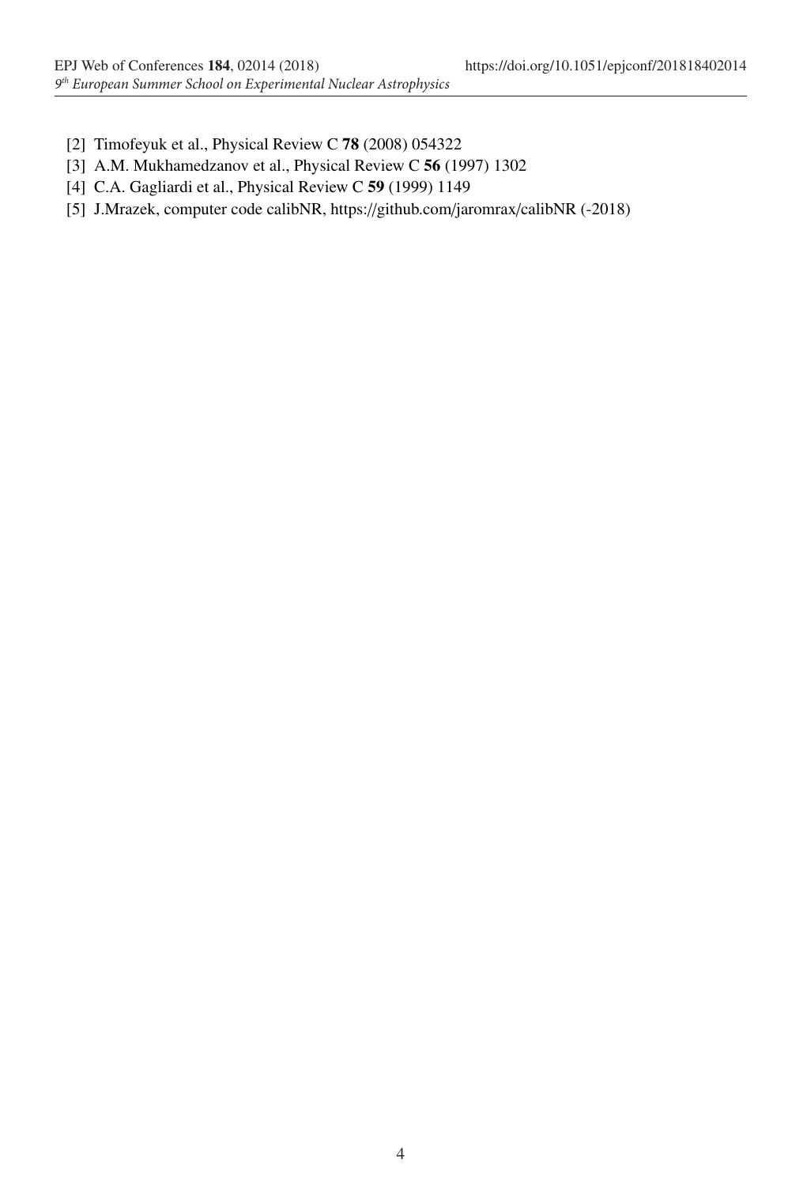[2] Timofeyuk et al., Physical Review C **78** (2008) 054322

[3] A.M. Mukhamedzanov et al., Physical Review C **56** (1997) 1302

[4] C.A. Gagliardi et al., Physical Review C **59** (1999) 1149

[5] J.Mrazek, computer code calibNR, https://github.com/jaromrax/calibNR (-2018)